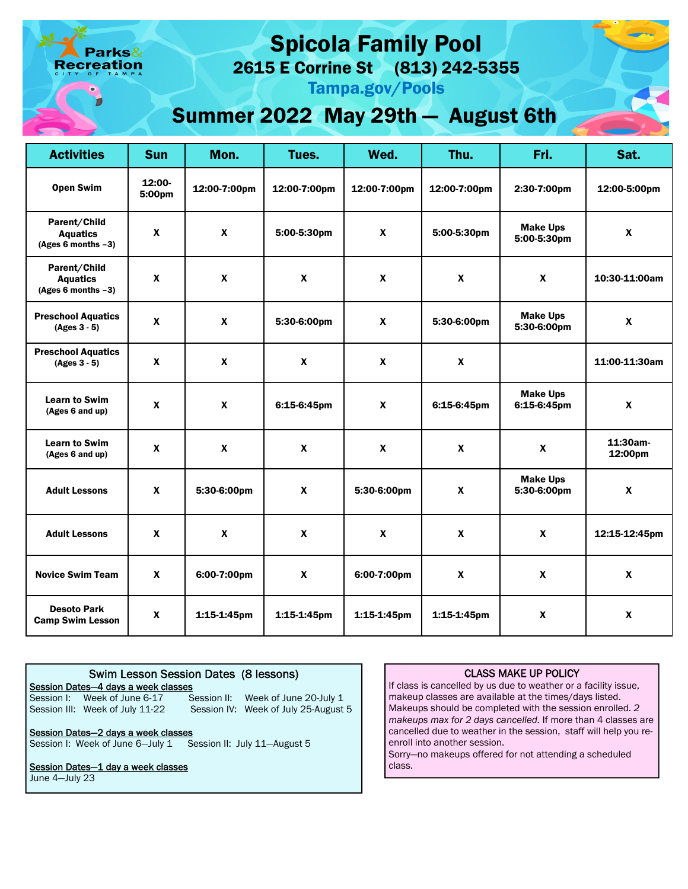Parks & Recreation
CITY OF TAMPA

# Spicola Family Pool

## 2615 E Corrine St (813) 242-5355

Tampa.gov/Pools

## Summer 2022 May 29th — August 6th

| Activities | Sun | Mon. | Tues. | Wed. | Thu. | Fri. | Sat. |
|---|---|---|---|---|---|---|---|
| **Open Swim** | 12:00-5:00pm | 12:00-7:00pm | 12:00-7:00pm | 12:00-7:00pm | 12:00-7:00pm | 2:30-7:00pm | 12:00-5:00pm |
| **Parent/Child Aquatics** (Ages 6 months –3) | X | X | 5:00-5:30pm | X | 5:00-5:30pm | Make Ups 5:00-5:30pm | X |
| **Parent/Child Aquatics** (Ages 6 months –3) | X | X | X | X | X | X | 10:30-11:00am |
| **Preschool Aquatics** (Ages 3 - 5) | X | X | 5:30-6:00pm | X | 5:30-6:00pm | Make Ups 5:30-6:00pm | X |
| **Preschool Aquatics** (Ages 3 - 5) | X | X | X | X | X | | 11:00-11:30am |
| **Learn to Swim** (Ages 6 and up) | X | X | 6:15-6:45pm | X | 6:15-6:45pm | Make Ups 6:15-6:45pm | X |
| **Learn to Swim** (Ages 6 and up) | X | X | X | X | X | X | 11:30am-12:00pm |
| **Adult Lessons** | X | 5:30-6:00pm | X | 5:30-6:00pm | X | Make Ups 5:30-6:00pm | X |
| **Adult Lessons** | X | X | X | X | X | X | 12:15-12:45pm |
| **Novice Swim Team** | X | 6:00-7:00pm | X | 6:00-7:00pm | X | X | X |
| **Desoto Park Camp Swim Lesson** | X | 1:15-1:45pm | 1:15-1:45pm | 1:15-1:45pm | 1:15-1:45pm | X | X |

### Swim Lesson Session Dates (8 lessons)

<u>Session Dates—4 days a week classes</u>
Session I: Week of June 6-17
Session II: Week of June 20-July 1
Session III: Week of July 11-22
Session IV: Week of July 25-August 5

<u>Session Dates—2 days a week classes</u>
Session I: Week of June 6—July 1
Session II: July 11—August 5

<u>Session Dates—1 day a week classes</u>
June 4—July 23

### CLASS MAKE UP POLICY

If class is cancelled by us due to weather or a facility issue, makeup classes are available at the times/days listed. Makeups should be completed with the session enrolled. *2 makeups max for 2 days cancelled.* If more than 4 classes are cancelled due to weather in the session, staff will help you re-enroll into another session.
Sorry—no makeups offered for not attending a scheduled class.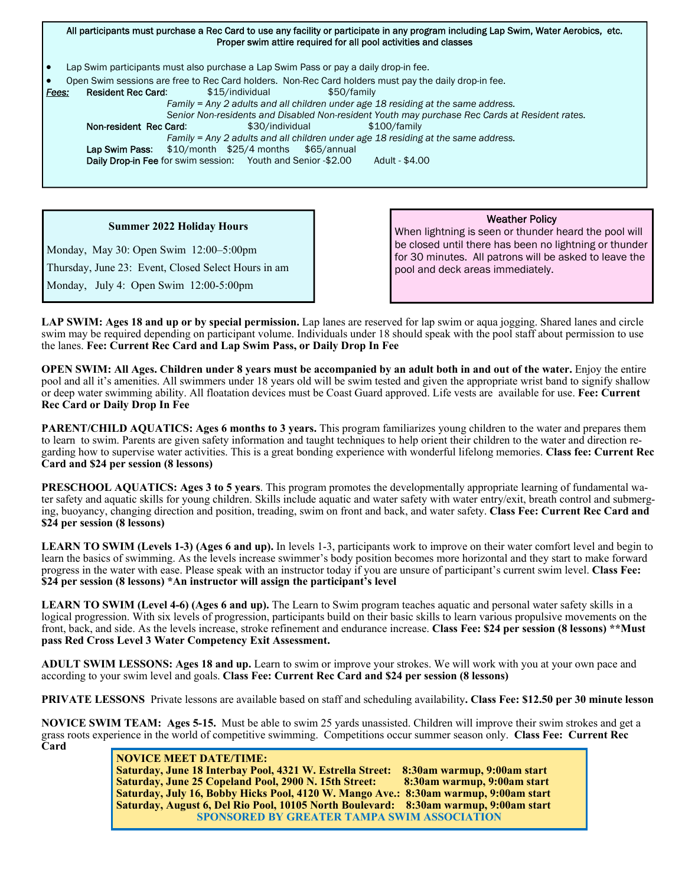All participants must purchase a Rec Card to use any facility or participate in any program including Lap Swim, Water Aerobics, etc.
Proper swim attire required for all pool activities and classes

- Lap Swim participants must also purchase a Lap Swim Pass or pay a daily drop-in fee.
- Open Swim sessions are free to Rec Card holders. Non-Rec Card holders must pay the daily drop-in fee.

***Fees:***

**Resident Rec Card:** $15/individual $50/family
*Family = Any 2 adults and all children under age 18 residing at the same address.*
*Senior Non-residents and Disabled Non-resident Youth may purchase Rec Cards at Resident rates.*

**Non-resident Rec Card:** $30/individual $100/family
*Family = Any 2 adults and all children under age 18 residing at the same address.*

**Lap Swim Pass:** $10/month $25/4 months $65/annual

**Daily Drop-in Fee** for swim session: Youth and Senior -$2.00 Adult - $4.00

**Summer 2022 Holiday Hours**

Monday, May 30: Open Swim 12:00–5:00pm
Thursday, June 23: Event, Closed Select Hours in am
Monday, July 4: Open Swim 12:00-5:00pm

**Weather Policy**

When lightning is seen or thunder heard the pool will be closed until there has been no lightning or thunder for 30 minutes. All patrons will be asked to leave the pool and deck areas immediately.

**LAP SWIM: Ages 18 and up or by special permission.** Lap lanes are reserved for lap swim or aqua jogging. Shared lanes and circle swim may be required depending on participant volume. Individuals under 18 should speak with the pool staff about permission to use the lanes. **Fee: Current Rec Card and Lap Swim Pass, or Daily Drop In Fee**

**OPEN SWIM: All Ages. Children under 8 years must be accompanied by an adult both in and out of the water.** Enjoy the entire pool and all it's amenities. All swimmers under 18 years old will be swim tested and given the appropriate wrist band to signify shallow or deep water swimming ability. All floatation devices must be Coast Guard approved. Life vests are available for use. **Fee: Current Rec Card or Daily Drop In Fee**

**PARENT/CHILD AQUATICS: Ages 6 months to 3 years.** This program familiarizes young children to the water and prepares them to learn to swim. Parents are given safety information and taught techniques to help orient their children to the water and direction regarding how to supervise water activities. This is a great bonding experience with wonderful lifelong memories. **Class fee: Current Rec Card and $24 per session (8 lessons)**

**PRESCHOOL AQUATICS: Ages 3 to 5 years**. This program promotes the developmentally appropriate learning of fundamental water safety and aquatic skills for young children. Skills include aquatic and water safety with water entry/exit, breath control and submerging, buoyancy, changing direction and position, treading, swim on front and back, and water safety. **Class Fee: Current Rec Card and $24 per session (8 lessons)**

**LEARN TO SWIM (Levels 1-3) (Ages 6 and up).** In levels 1-3, participants work to improve on their water comfort level and begin to learn the basics of swimming. As the levels increase swimmer's body position becomes more horizontal and they start to make forward progress in the water with ease. Please speak with an instructor today if you are unsure of participant's current swim level. **Class Fee: $24 per session (8 lessons) *An instructor will assign the participant's level**

**LEARN TO SWIM (Level 4-6) (Ages 6 and up).** The Learn to Swim program teaches aquatic and personal water safety skills in a logical progression. With six levels of progression, participants build on their basic skills to learn various propulsive movements on the front, back, and side. As the levels increase, stroke refinement and endurance increase. **Class Fee: $24 per session (8 lessons) **Must pass Red Cross Level 3 Water Competency Exit Assessment.**

**ADULT SWIM LESSONS: Ages 18 and up.** Learn to swim or improve your strokes. We will work with you at your own pace and according to your swim level and goals. **Class Fee: Current Rec Card and $24 per session (8 lessons)**

**PRIVATE LESSONS** Private lessons are available based on staff and scheduling availability**. Class Fee: $12.50 per 30 minute lesson**

**NOVICE SWIM TEAM: Ages 5-15.** Must be able to swim 25 yards unassisted. Children will improve their swim strokes and get a grass roots experience in the world of competitive swimming. Competitions occur summer season only. **Class Fee: Current Rec Card**

**NOVICE MEET DATE/TIME:**
**Saturday, June 18 Interbay Pool, 4321 W. Estrella Street: 8:30am warmup, 9:00am start**
**Saturday, June 25 Copeland Pool, 2900 N. 15th Street: 8:30am warmup, 9:00am start**
**Saturday, July 16, Bobby Hicks Pool, 4120 W. Mango Ave.: 8:30am warmup, 9:00am start**
**Saturday, August 6, Del Rio Pool, 10105 North Boulevard: 8:30am warmup, 9:00am start**
**SPONSORED BY GREATER TAMPA SWIM ASSOCIATION**